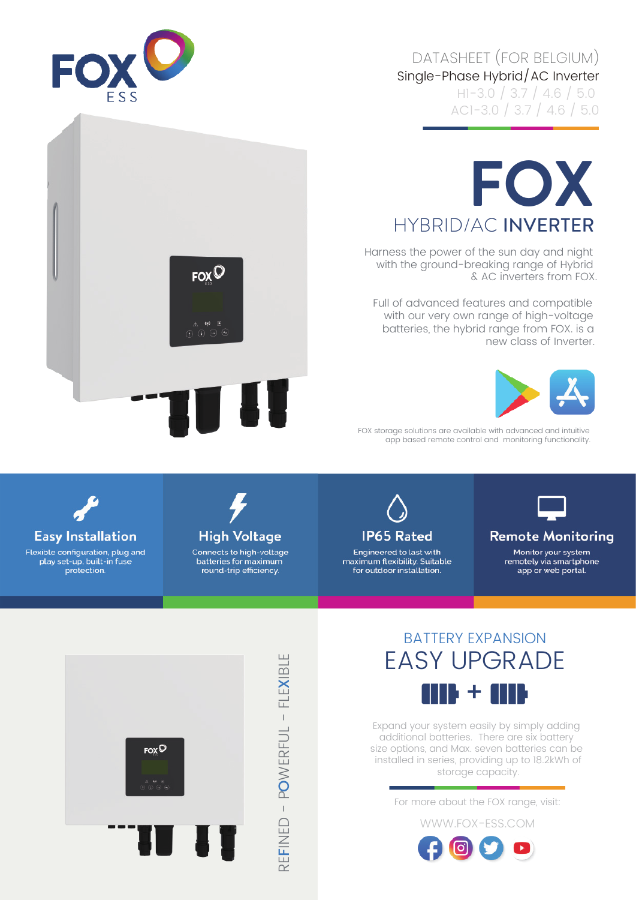FOX ESS

DATASHEET (FOR BELGIUM)

Single-Phase Hybrid/AC Inverter

H1-3.0 / 3.7 / 4.6 / 5.0

AC1-3.0 / 3.7 / 4.6 / 5.0

# FOX

## HYBRID/AC **INVERTER**

Harness the power of the sun day and night with the ground-breaking range of Hybrid & AC inverters from FOX.

Full of advanced features and compatible with our very own range of high-voltage batteries, the hybrid range from FOX. is a new class of Inverter.

FOX storage solutions are available with advanced and intuitive app based remote control and monitoring functionality.

### Easy Installation

Flexible configuration, plug and play set-up, built-in fuse protection.

### High Voltage

Connects to high-voltage batteries for maximum round-trip efficiency.

### IP65 Rated

Engineered to last with maximum flexibility. Suitable for outdoor installation.

### Remote Monitoring

Monitor your system remotely via smartphone app or web portal.

REFINED - POWERFUL - FLEXIBLE

## BATTERY EXPANSION

## EASY UPGRADE

Expand your system easily by simply adding additional batteries. There are six battery size options, and Max. seven batteries can be installed in series, providing up to 18.2kWh of storage capacity.

For more about the FOX range, visit:

WWW.FOX-ESS.COM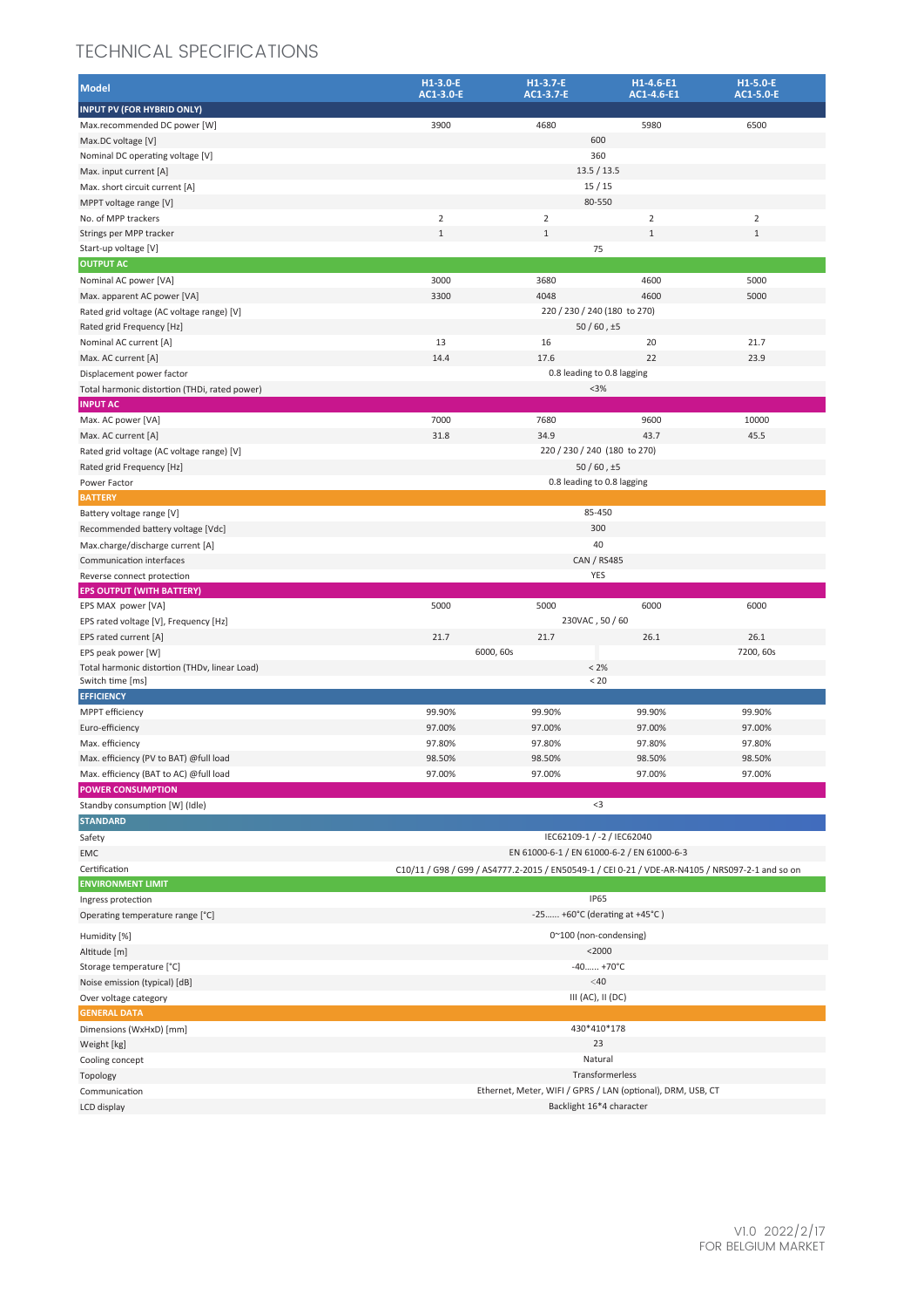# TECHNICAL SPECIFICATIONS

| Model | H1-3.0-E AC1-3.0-E | H1-3.7-E AC1-3.7-E | H1-4.6-E1 AC1-4.6-E1 | H1-5.0-E AC1-5.0-E |
|---|---|---|---|---|
| **INPUT PV (FOR HYBRID ONLY)** | | | | |
| Max.recommended DC power [W] | 3900 | 4680 | 5980 | 6500 |
| Max.DC voltage [V] | 600 | | | |
| Nominal DC operating voltage [V] | 360 | | | |
| Max. input current [A] | 13.5 / 13.5 | | | |
| Max. short circuit current [A] | 15 / 15 | | | |
| MPPT voltage range [V] | 80-550 | | | |
| No. of MPP trackers | 2 | 2 | 2 | 2 |
| Strings per MPP tracker | 1 | 1 | 1 | 1 |
| Start-up voltage [V] | 75 | | | |
| **OUTPUT AC** | | | | |
| Nominal AC power [VA] | 3000 | 3680 | 4600 | 5000 |
| Max. apparent AC power [VA] | 3300 | 4048 | 4600 | 5000 |
| Rated grid voltage (AC voltage range) [V] | 220 / 230 / 240 (180 to 270) | | | |
| Rated grid Frequency [Hz] | 50 / 60 , ±5 | | | |
| Nominal AC current [A] | 13 | 16 | 20 | 21.7 |
| Max. AC current [A] | 14.4 | 17.6 | 22 | 23.9 |
| Displacement power factor | 0.8 leading to 0.8 lagging | | | |
| Total harmonic distortion (THDi, rated power) | <3% | | | |
| **INPUT AC** | | | | |
| Max. AC power [VA] | 7000 | 7680 | 9600 | 10000 |
| Max. AC current [A] | 31.8 | 34.9 | 43.7 | 45.5 |
| Rated grid voltage (AC voltage range) [V] | 220 / 230 / 240 (180 to 270) | | | |
| Rated grid Frequency [Hz] | 50 / 60 , ±5 | | | |
| Power Factor | 0.8 leading to 0.8 lagging | | | |
| **BATTERY** | | | | |
| Battery voltage range [V] | 85-450 | | | |
| Recommended battery voltage [Vdc] | 300 | | | |
| Max.charge/discharge current [A] | 40 | | | |
| Communication interfaces | CAN / RS485 | | | |
| Reverse connect protection | YES | | | |
| **EPS OUTPUT (WITH BATTERY)** | | | | |
| EPS MAX power [VA] | 5000 | 5000 | 6000 | 6000 |
| EPS rated voltage [V], Frequency [Hz] | 230VAC , 50 / 60 | | | |
| EPS rated current [A] | 21.7 | 21.7 | 26.1 | 26.1 |
| EPS peak power [W] | 6000, 60s | | 7200, 60s | |
| Total harmonic distortion (THDv, linear Load) | < 2% | | | |
| Switch time [ms] | < 20 | | | |
| **EFFICIENCY** | | | | |
| MPPT efficiency | 99.90% | 99.90% | 99.90% | 99.90% |
| Euro-efficiency | 97.00% | 97.00% | 97.00% | 97.00% |
| Max. efficiency | 97.80% | 97.80% | 97.80% | 97.80% |
| Max. efficiency (PV to BAT) @full load | 98.50% | 98.50% | 98.50% | 98.50% |
| Max. efficiency (BAT to AC) @full load | 97.00% | 97.00% | 97.00% | 97.00% |
| **POWER CONSUMPTION** | | | | |
| Standby consumption [W] (Idle) | <3 | | | |
| **STANDARD** | | | | |
| Safety | IEC62109-1 / -2 / IEC62040 | | | |
| EMC | EN 61000-6-1 / EN 61000-6-2 / EN 61000-6-3 | | | |
| Certification | C10/11 / G98 / G99 / AS4777.2-2015 / EN50549-1 / CEI 0-21 / VDE-AR-N4105 / NRS097-2-1 and so on | | | |
| **ENVIRONMENT LIMIT** | | | | |
| Ingress protection | IP65 | | | |
| Operating temperature range [°C] | -25...... +60°C (derating at +45°C ) | | | |
| Humidity [%] | 0~100 (non-condensing) | | | |
| Altitude [m] | <2000 | | | |
| Storage temperature [°C] | -40...... +70°C | | | |
| Noise emission (typical) [dB] | <40 | | | |
| Over voltage category | III (AC), II (DC) | | | |
| **GENERAL DATA** | | | | |
| Dimensions (WxHxD) [mm] | 430*410*178 | | | |
| Weight [kg] | 23 | | | |
| Cooling concept | Natural | | | |
| Topology | Transformerless | | | |
| Communication | Ethernet, Meter, WIFI / GPRS / LAN (optional), DRM, USB, CT | | | |
| LCD display | Backlight 16*4 character | | | |

V1.0 2022/2/17
FOR BELGIUM MARKET